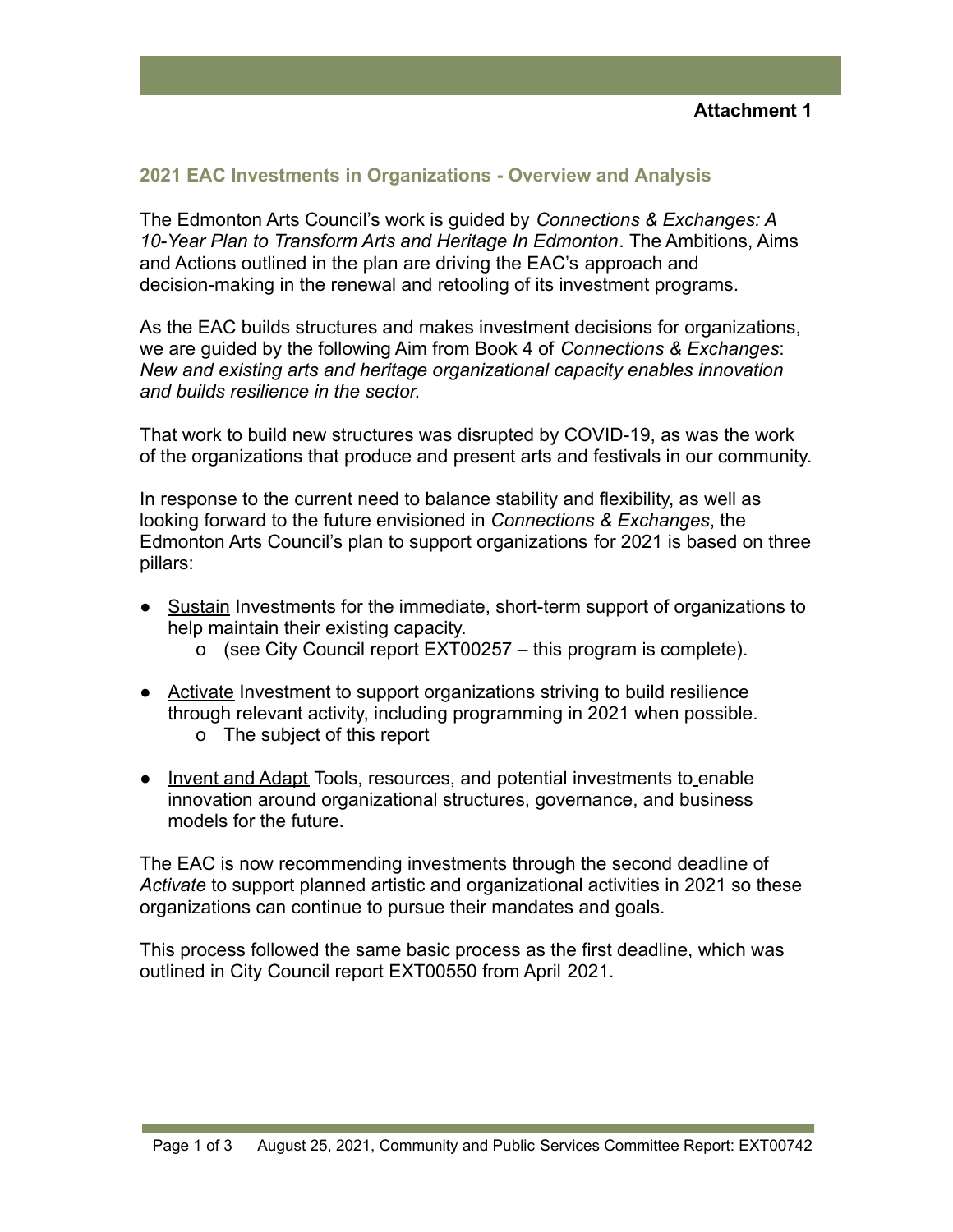**Attachment 1**

## 2021 EAC Investments in Organizations - Overview and Analysis

The Edmonton Arts Council's work is guided by *Connections & Exchanges: A 10-Year Plan to Transform Arts and Heritage In Edmonton*. The Ambitions, Aims and Actions outlined in the plan are driving the EAC's approach and decision-making in the renewal and retooling of its investment programs.

As the EAC builds structures and makes investment decisions for organizations, we are guided by the following Aim from Book 4 of *Connections & Exchanges*: *New and existing arts and heritage organizational capacity enables innovation and builds resilience in the sector.*

That work to build new structures was disrupted by COVID-19, as was the work of the organizations that produce and present arts and festivals in our community.

In response to the current need to balance stability and flexibility, as well as looking forward to the future envisioned in *Connections & Exchanges*, the Edmonton Arts Council's plan to support organizations for 2021 is based on three pillars:

- <u>Sustain</u> Investments for the immediate, short-term support of organizations to help maintain their existing capacity.
  - (see City Council report EXT00257 – this program is complete).
- <u>Activate</u> Investment to support organizations striving to build resilience through relevant activity, including programming in 2021 when possible.
  - The subject of this report
- <u>Invent and Adapt</u> Tools, resources, and potential investments to enable innovation around organizational structures, governance, and business models for the future.

The EAC is now recommending investments through the second deadline of *Activate* to support planned artistic and organizational activities in 2021 so these organizations can continue to pursue their mandates and goals.

This process followed the same basic process as the first deadline, which was outlined in City Council report EXT00550 from April 2021.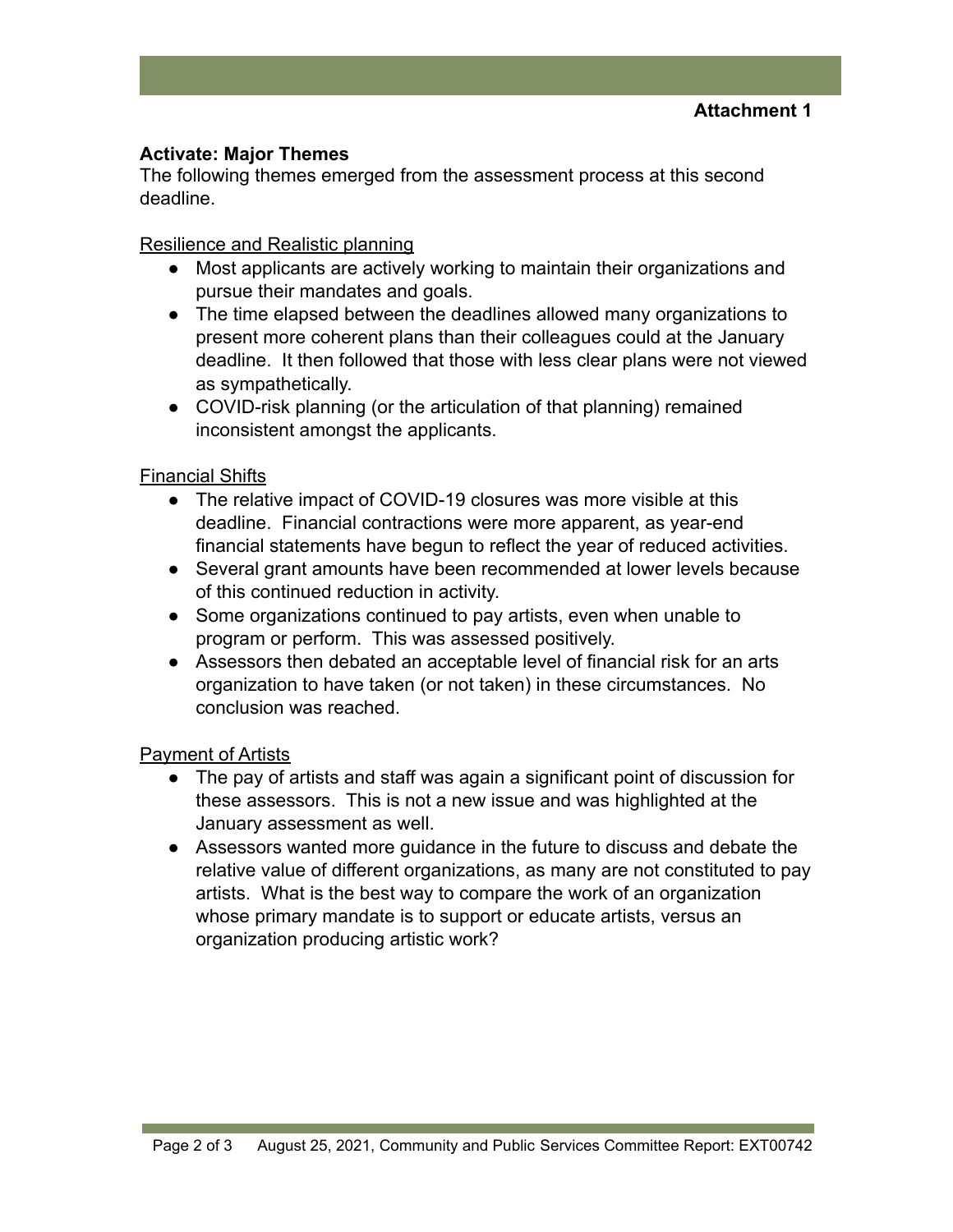**Attachment 1**

## Activate: Major Themes

The following themes emerged from the assessment process at this second deadline.

Resilience and Realistic planning

- Most applicants are actively working to maintain their organizations and pursue their mandates and goals.
- The time elapsed between the deadlines allowed many organizations to present more coherent plans than their colleagues could at the January deadline. It then followed that those with less clear plans were not viewed as sympathetically.
- COVID-risk planning (or the articulation of that planning) remained inconsistent amongst the applicants.

Financial Shifts

- The relative impact of COVID-19 closures was more visible at this deadline. Financial contractions were more apparent, as year-end financial statements have begun to reflect the year of reduced activities.
- Several grant amounts have been recommended at lower levels because of this continued reduction in activity.
- Some organizations continued to pay artists, even when unable to program or perform. This was assessed positively.
- Assessors then debated an acceptable level of financial risk for an arts organization to have taken (or not taken) in these circumstances. No conclusion was reached.

Payment of Artists

- The pay of artists and staff was again a significant point of discussion for these assessors. This is not a new issue and was highlighted at the January assessment as well.
- Assessors wanted more guidance in the future to discuss and debate the relative value of different organizations, as many are not constituted to pay artists. What is the best way to compare the work of an organization whose primary mandate is to support or educate artists, versus an organization producing artistic work?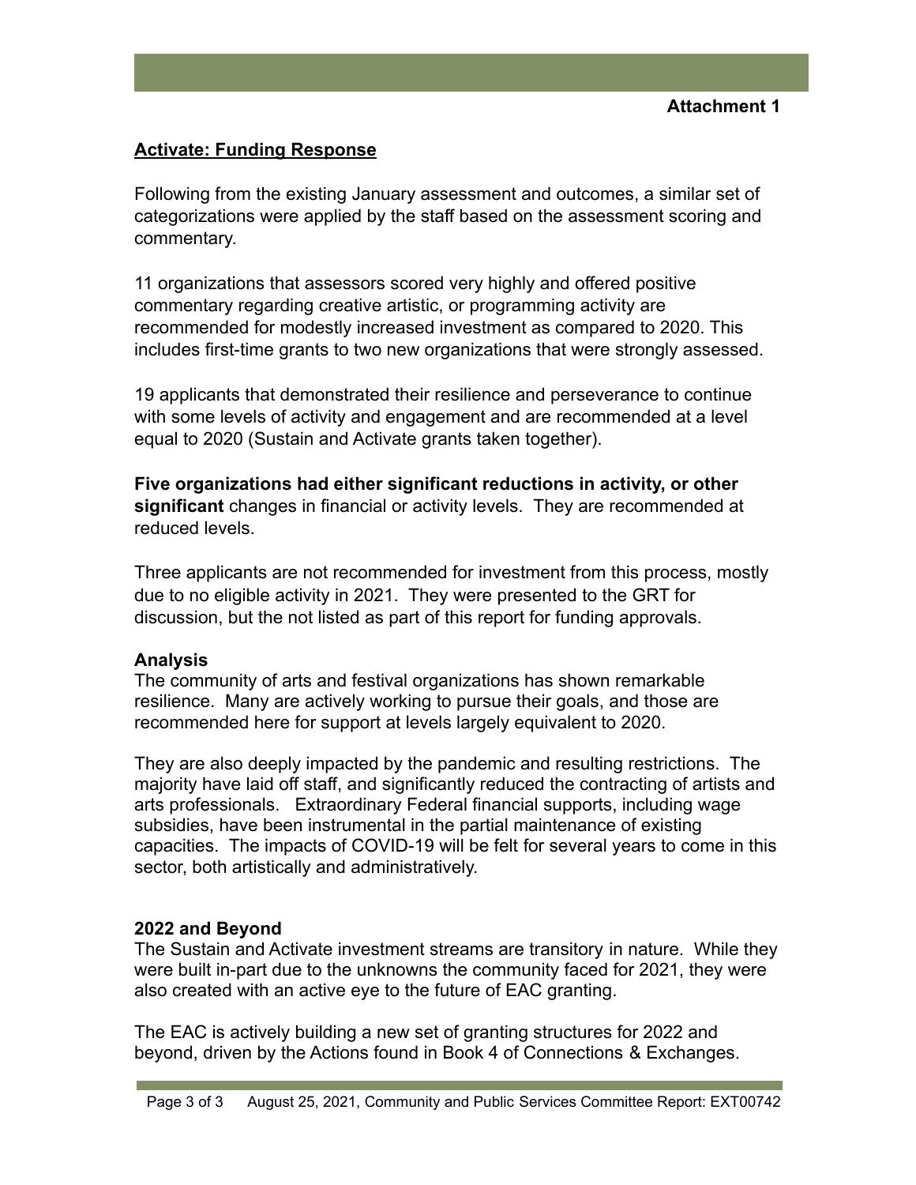**Attachment 1**

## Activate: Funding Response

Following from the existing January assessment and outcomes, a similar set of categorizations were applied by the staff based on the assessment scoring and commentary.

11 organizations that assessors scored very highly and offered positive commentary regarding creative artistic, or programming activity are recommended for modestly increased investment as compared to 2020. This includes first-time grants to two new organizations that were strongly assessed.

19 applicants that demonstrated their resilience and perseverance to continue with some levels of activity and engagement and are recommended at a level equal to 2020 (Sustain and Activate grants taken together).

**Five organizations had either significant reductions in activity, or other significant** changes in financial or activity levels. They are recommended at reduced levels.

Three applicants are not recommended for investment from this process, mostly due to no eligible activity in 2021. They were presented to the GRT for discussion, but the not listed as part of this report for funding approvals.

### Analysis

The community of arts and festival organizations has shown remarkable resilience. Many are actively working to pursue their goals, and those are recommended here for support at levels largely equivalent to 2020.

They are also deeply impacted by the pandemic and resulting restrictions. The majority have laid off staff, and significantly reduced the contracting of artists and arts professionals. Extraordinary Federal financial supports, including wage subsidies, have been instrumental in the partial maintenance of existing capacities. The impacts of COVID-19 will be felt for several years to come in this sector, both artistically and administratively.

### 2022 and Beyond

The Sustain and Activate investment streams are transitory in nature. While they were built in-part due to the unknowns the community faced for 2021, they were also created with an active eye to the future of EAC granting.

The EAC is actively building a new set of granting structures for 2022 and beyond, driven by the Actions found in Book 4 of Connections & Exchanges.